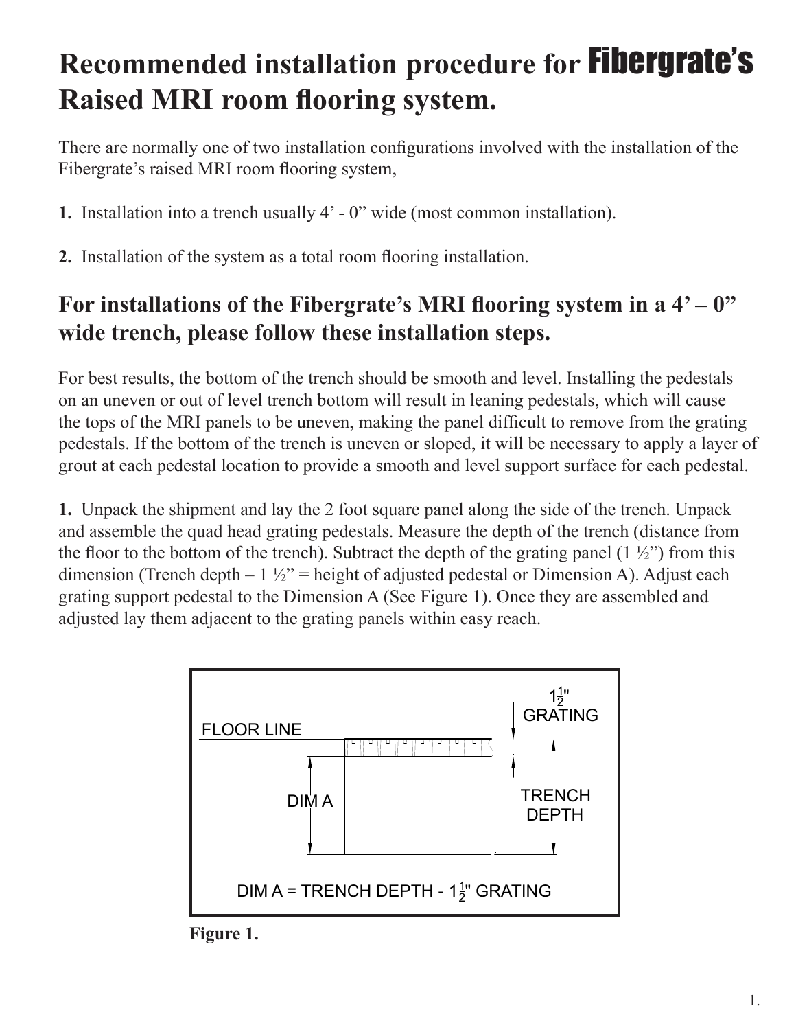# Recommended installation procedure for Fibergrate's Raised MRI room flooring system.

There are normally one of two installation configurations involved with the installation of the Fibergrate's raised MRI room flooring system,

**1.** Installation into a trench usually 4' - 0" wide (most common installation).

**2.** Installation of the system as a total room flooring installation.

## For installations of the Fibergrate's MRI flooring system in a 4' – 0" wide trench, please follow these installation steps.

For best results, the bottom of the trench should be smooth and level. Installing the pedestals on an uneven or out of level trench bottom will result in leaning pedestals, which will cause the tops of the MRI panels to be uneven, making the panel difficult to remove from the grating pedestals. If the bottom of the trench is uneven or sloped, it will be necessary to apply a layer of grout at each pedestal location to provide a smooth and level support surface for each pedestal.

**1.** Unpack the shipment and lay the 2 foot square panel along the side of the trench. Unpack and assemble the quad head grating pedestals. Measure the depth of the trench (distance from the floor to the bottom of the trench). Subtract the depth of the grating panel (1 ½") from this dimension (Trench depth – 1 ½" = height of adjusted pedestal or Dimension A). Adjust each grating support pedestal to the Dimension A (See Figure 1). Once they are assembled and adjusted lay them adjacent to the grating panels within easy reach.

FLOOR LINE

$1\frac{1}{2}$" GRATING

DIM A

TRENCH DEPTH

DIM A = TRENCH DEPTH - $1\frac{1}{2}$" GRATING

**Figure 1.**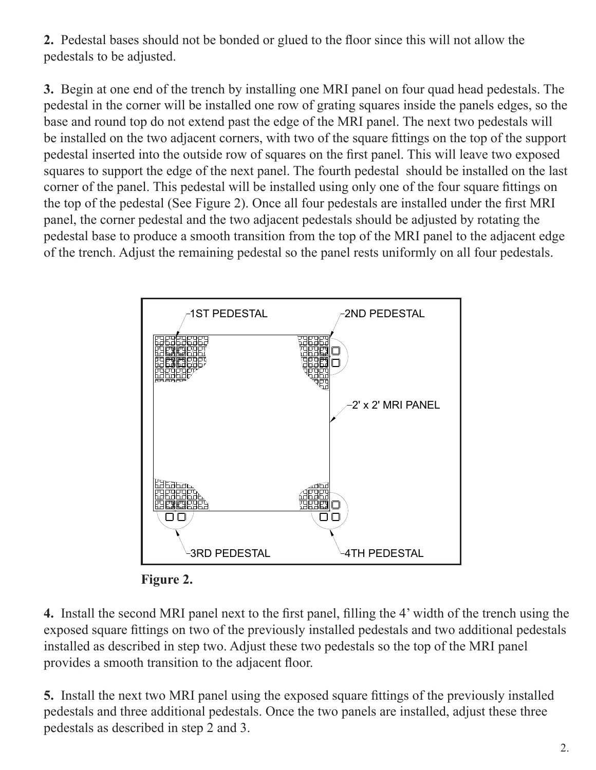**2.** Pedestal bases should not be bonded or glued to the floor since this will not allow the pedestals to be adjusted.

**3.** Begin at one end of the trench by installing one MRI panel on four quad head pedestals. The pedestal in the corner will be installed one row of grating squares inside the panels edges, so the base and round top do not extend past the edge of the MRI panel. The next two pedestals will be installed on the two adjacent corners, with two of the square fittings on the top of the support pedestal inserted into the outside row of squares on the first panel. This will leave two exposed squares to support the edge of the next panel. The fourth pedestal should be installed on the last corner of the panel. This pedestal will be installed using only one of the four square fittings on the top of the pedestal (See Figure 2). Once all four pedestals are installed under the first MRI panel, the corner pedestal and the two adjacent pedestals should be adjusted by rotating the pedestal base to produce a smooth transition from the top of the MRI panel to the adjacent edge of the trench. Adjust the remaining pedestal so the panel rests uniformly on all four pedestals.

1ST PEDESTAL

2ND PEDESTAL

2' x 2' MRI PANEL

3RD PEDESTAL

4TH PEDESTAL

**Figure 2.**

**4.** Install the second MRI panel next to the first panel, filling the 4' width of the trench using the exposed square fittings on two of the previously installed pedestals and two additional pedestals installed as described in step two. Adjust these two pedestals so the top of the MRI panel provides a smooth transition to the adjacent floor.

**5.** Install the next two MRI panel using the exposed square fittings of the previously installed pedestals and three additional pedestals. Once the two panels are installed, adjust these three pedestals as described in step 2 and 3.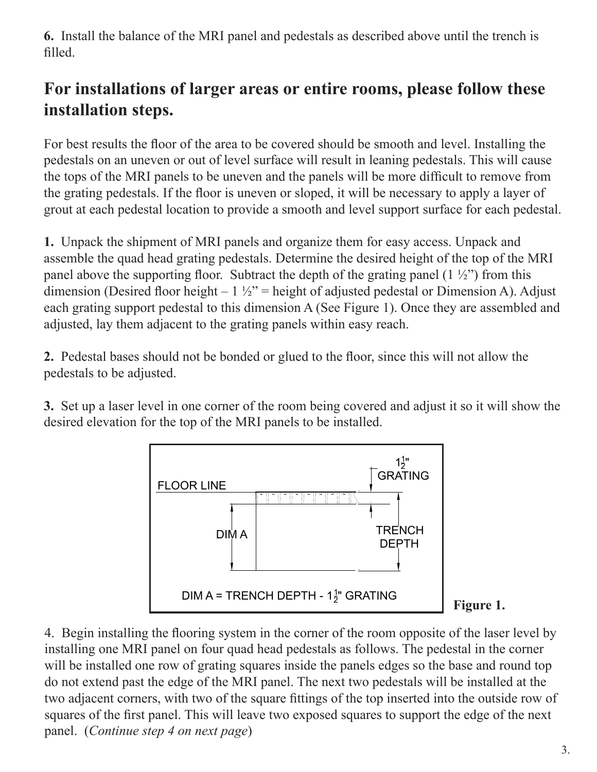**6.** Install the balance of the MRI panel and pedestals as described above until the trench is filled.

## For installations of larger areas or entire rooms, please follow these installation steps.

For best results the floor of the area to be covered should be smooth and level. Installing the pedestals on an uneven or out of level surface will result in leaning pedestals. This will cause the tops of the MRI panels to be uneven and the panels will be more difficult to remove from the grating pedestals. If the floor is uneven or sloped, it will be necessary to apply a layer of grout at each pedestal location to provide a smooth and level support surface for each pedestal.

**1.** Unpack the shipment of MRI panels and organize them for easy access. Unpack and assemble the quad head grating pedestals. Determine the desired height of the top of the MRI panel above the supporting floor. Subtract the depth of the grating panel (1 ½") from this dimension (Desired floor height – 1 ½" = height of adjusted pedestal or Dimension A). Adjust each grating support pedestal to this dimension A (See Figure 1). Once they are assembled and adjusted, lay them adjacent to the grating panels within easy reach.

**2.** Pedestal bases should not be bonded or glued to the floor, since this will not allow the pedestals to be adjusted.

**3.** Set up a laser level in one corner of the room being covered and adjust it so it will show the desired elevation for the top of the MRI panels to be installed.

FLOOR LINE

$1\frac{1}{2}$" GRATING

DIM A

TRENCH DEPTH

DIM A = TRENCH DEPTH - $1\frac{1}{2}$" GRATING

**Figure 1.**

4. Begin installing the flooring system in the corner of the room opposite of the laser level by installing one MRI panel on four quad head pedestals as follows. The pedestal in the corner will be installed one row of grating squares inside the panels edges so the base and round top do not extend past the edge of the MRI panel. The next two pedestals will be installed at the two adjacent corners, with two of the square fittings of the top inserted into the outside row of squares of the first panel. This will leave two exposed squares to support the edge of the next panel. (*Continue step 4 on next page*)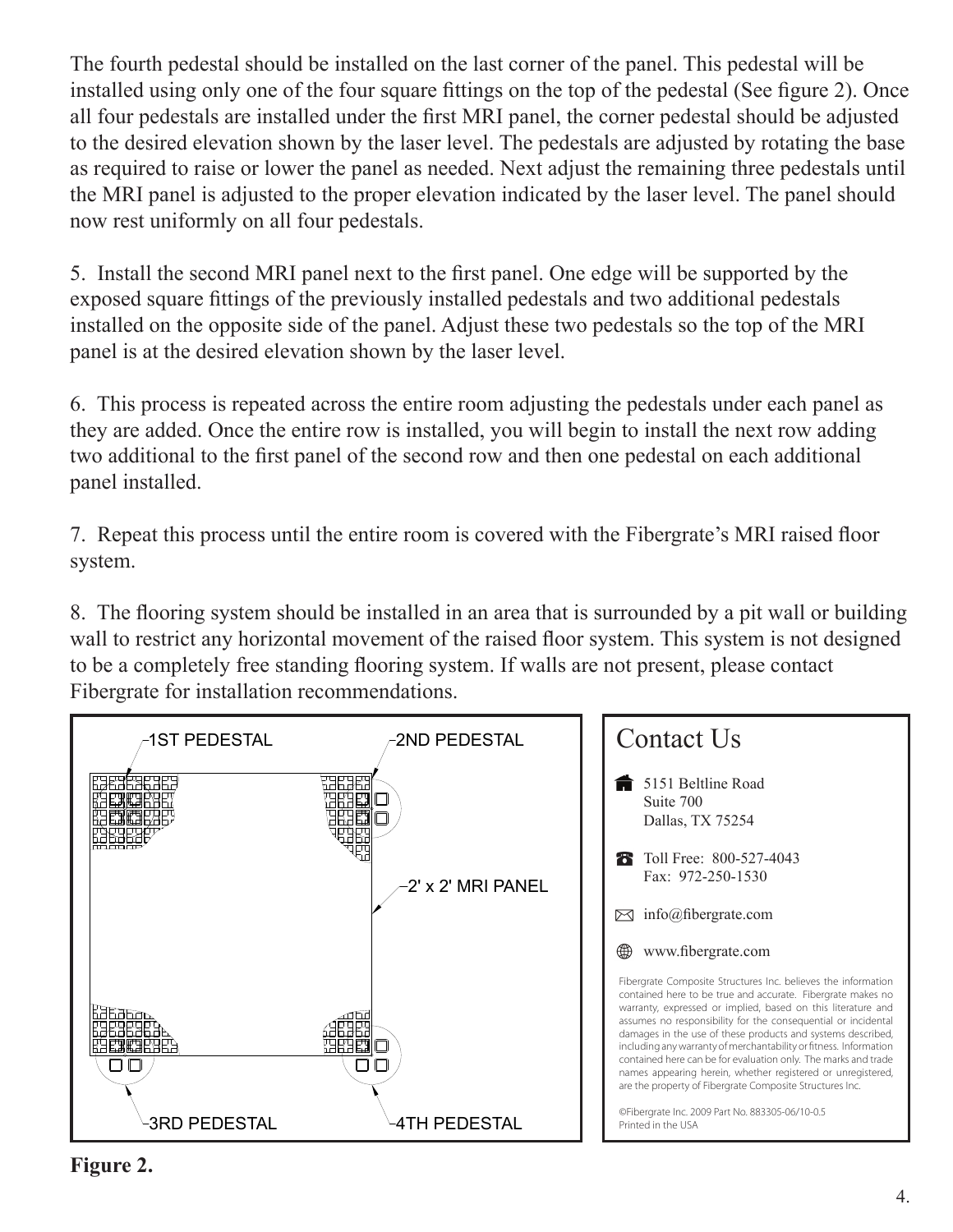The fourth pedestal should be installed on the last corner of the panel. This pedestal will be installed using only one of the four square fittings on the top of the pedestal (See figure 2). Once all four pedestals are installed under the first MRI panel, the corner pedestal should be adjusted to the desired elevation shown by the laser level. The pedestals are adjusted by rotating the base as required to raise or lower the panel as needed. Next adjust the remaining three pedestals until the MRI panel is adjusted to the proper elevation indicated by the laser level. The panel should now rest uniformly on all four pedestals.

5. Install the second MRI panel next to the first panel. One edge will be supported by the exposed square fittings of the previously installed pedestals and two additional pedestals installed on the opposite side of the panel. Adjust these two pedestals so the top of the MRI panel is at the desired elevation shown by the laser level.

6. This process is repeated across the entire room adjusting the pedestals under each panel as they are added. Once the entire row is installed, you will begin to install the next row adding two additional to the first panel of the second row and then one pedestal on each additional panel installed.

7. Repeat this process until the entire room is covered with the Fibergrate's MRI raised floor system.

8. The flooring system should be installed in an area that is surrounded by a pit wall or building wall to restrict any horizontal movement of the raised floor system. This system is not designed to be a completely free standing flooring system. If walls are not present, please contact Fibergrate for installation recommendations.

1ST PEDESTAL

2ND PEDESTAL

2' x 2' MRI PANEL

3RD PEDESTAL

4TH PEDESTAL

**Figure 2.**

# Contact Us

5151 Beltline Road
Suite 700
Dallas, TX 75254

Toll Free: 800-527-4043
Fax: 972-250-1530

info@fibergrate.com

www.fibergrate.com

Fibergrate Composite Structures Inc. believes the information contained here to be true and accurate. Fibergrate makes no warranty, expressed or implied, based on this literature and assumes no responsibility for the consequential or incidental damages in the use of these products and systems described, including any warranty of merchantability or fitness. Information contained here can be for evaluation only. The marks and trade names appearing herein, whether registered or unregistered, are the property of Fibergrate Composite Structures Inc.

©Fibergrate Inc. 2009 Part No. 883305-06/10-0.5
Printed in the USA